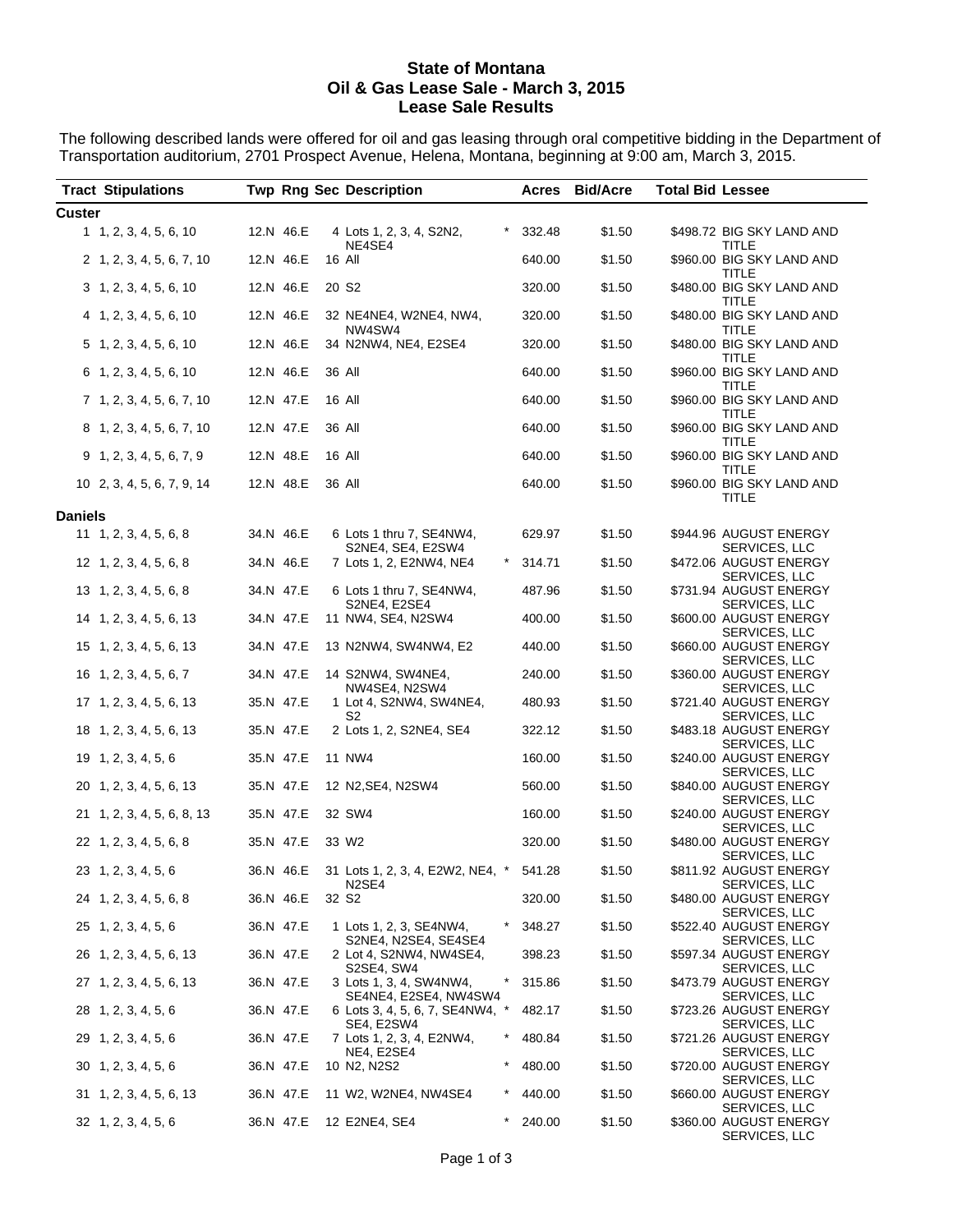# State of Montana
## Oil & Gas Lease Sale - March 3, 2015
## Lease Sale Results

The following described lands were offered for oil and gas leasing through oral competitive bidding in the Department of Transportation auditorium, 2701 Prospect Avenue, Helena, Montana, beginning at 9:00 am, March 3, 2015.

| Tract | Stipulations | Twp | Rng | Sec | Description | | Acres | Bid/Acre | Total Bid | Lessee |
|---|---|---|---|---|---|---|---|---|---|---|
| **Custer** | | | | | | | | | | |
| 1 | 1, 2, 3, 4, 5, 6, 10 | 12.N | 46.E | 4 | Lots 1, 2, 3, 4, S2N2, NE4SE4 | * | 332.48 | $1.50 | $498.72 | BIG SKY LAND AND TITLE |
| 2 | 1, 2, 3, 4, 5, 6, 7, 10 | 12.N | 46.E | 16 | All | | 640.00 | $1.50 | $960.00 | BIG SKY LAND AND TITLE |
| 3 | 1, 2, 3, 4, 5, 6, 10 | 12.N | 46.E | 20 | S2 | | 320.00 | $1.50 | $480.00 | BIG SKY LAND AND TITLE |
| 4 | 1, 2, 3, 4, 5, 6, 10 | 12.N | 46.E | 32 | NE4NE4, W2NE4, NW4, NW4SW4 | | 320.00 | $1.50 | $480.00 | BIG SKY LAND AND TITLE |
| 5 | 1, 2, 3, 4, 5, 6, 10 | 12.N | 46.E | 34 | N2NW4, NE4, E2SE4 | | 320.00 | $1.50 | $480.00 | BIG SKY LAND AND TITLE |
| 6 | 1, 2, 3, 4, 5, 6, 10 | 12.N | 46.E | 36 | All | | 640.00 | $1.50 | $960.00 | BIG SKY LAND AND TITLE |
| 7 | 1, 2, 3, 4, 5, 6, 7, 10 | 12.N | 47.E | 16 | All | | 640.00 | $1.50 | $960.00 | BIG SKY LAND AND TITLE |
| 8 | 1, 2, 3, 4, 5, 6, 7, 10 | 12.N | 47.E | 36 | All | | 640.00 | $1.50 | $960.00 | BIG SKY LAND AND TITLE |
| 9 | 1, 2, 3, 4, 5, 6, 7, 9 | 12.N | 48.E | 16 | All | | 640.00 | $1.50 | $960.00 | BIG SKY LAND AND TITLE |
| 10 | 2, 3, 4, 5, 6, 7, 9, 14 | 12.N | 48.E | 36 | All | | 640.00 | $1.50 | $960.00 | BIG SKY LAND AND TITLE |
| **Daniels** | | | | | | | | | | |
| 11 | 1, 2, 3, 4, 5, 6, 8 | 34.N | 46.E | 6 | Lots 1 thru 7, SE4NW4, S2NE4, SE4, E2SW4 | | 629.97 | $1.50 | $944.96 | AUGUST ENERGY SERVICES, LLC |
| 12 | 1, 2, 3, 4, 5, 6, 8 | 34.N | 46.E | 7 | Lots 1, 2, E2NW4, NE4 | * | 314.71 | $1.50 | $472.06 | AUGUST ENERGY SERVICES, LLC |
| 13 | 1, 2, 3, 4, 5, 6, 8 | 34.N | 47.E | 6 | Lots 1 thru 7, SE4NW4, S2NE4, E2SE4 | | 487.96 | $1.50 | $731.94 | AUGUST ENERGY SERVICES, LLC |
| 14 | 1, 2, 3, 4, 5, 6, 13 | 34.N | 47.E | 11 | NW4, SE4, N2SW4 | | 400.00 | $1.50 | $600.00 | AUGUST ENERGY SERVICES, LLC |
| 15 | 1, 2, 3, 4, 5, 6, 13 | 34.N | 47.E | 13 | N2NW4, SW4NW4, E2 | | 440.00 | $1.50 | $660.00 | AUGUST ENERGY SERVICES, LLC |
| 16 | 1, 2, 3, 4, 5, 6, 7 | 34.N | 47.E | 14 | S2NW4, SW4NE4, NW4SE4, N2SW4 | | 240.00 | $1.50 | $360.00 | AUGUST ENERGY SERVICES, LLC |
| 17 | 1, 2, 3, 4, 5, 6, 13 | 35.N | 47.E | 1 | Lot 4, S2NW4, SW4NE4, S2 | | 480.93 | $1.50 | $721.40 | AUGUST ENERGY SERVICES, LLC |
| 18 | 1, 2, 3, 4, 5, 6, 13 | 35.N | 47.E | 2 | Lots 1, 2, S2NE4, SE4 | | 322.12 | $1.50 | $483.18 | AUGUST ENERGY SERVICES, LLC |
| 19 | 1, 2, 3, 4, 5, 6 | 35.N | 47.E | 11 | NW4 | | 160.00 | $1.50 | $240.00 | AUGUST ENERGY SERVICES, LLC |
| 20 | 1, 2, 3, 4, 5, 6, 13 | 35.N | 47.E | 12 | N2,SE4, N2SW4 | | 560.00 | $1.50 | $840.00 | AUGUST ENERGY SERVICES, LLC |
| 21 | 1, 2, 3, 4, 5, 6, 8, 13 | 35.N | 47.E | 32 | SW4 | | 160.00 | $1.50 | $240.00 | AUGUST ENERGY SERVICES, LLC |
| 22 | 1, 2, 3, 4, 5, 6, 8 | 35.N | 47.E | 33 | W2 | | 320.00 | $1.50 | $480.00 | AUGUST ENERGY SERVICES, LLC |
| 23 | 1, 2, 3, 4, 5, 6 | 36.N | 46.E | 31 | Lots 1, 2, 3, 4, E2W2, NE4, N2SE4 | * | 541.28 | $1.50 | $811.92 | AUGUST ENERGY SERVICES, LLC |
| 24 | 1, 2, 3, 4, 5, 6, 8 | 36.N | 46.E | 32 | S2 | | 320.00 | $1.50 | $480.00 | AUGUST ENERGY SERVICES, LLC |
| 25 | 1, 2, 3, 4, 5, 6 | 36.N | 47.E | 1 | Lots 1, 2, 3, SE4NW4, S2NE4, N2SE4, SE4SE4 | * | 348.27 | $1.50 | $522.40 | AUGUST ENERGY SERVICES, LLC |
| 26 | 1, 2, 3, 4, 5, 6, 13 | 36.N | 47.E | 2 | Lot 4, S2NW4, NW4SE4, S2SE4, SW4 | | 398.23 | $1.50 | $597.34 | AUGUST ENERGY SERVICES, LLC |
| 27 | 1, 2, 3, 4, 5, 6, 13 | 36.N | 47.E | 3 | Lots 1, 3, 4, SW4NW4, SE4NE4, E2SE4, NW4SW4 | * | 315.86 | $1.50 | $473.79 | AUGUST ENERGY SERVICES, LLC |
| 28 | 1, 2, 3, 4, 5, 6 | 36.N | 47.E | 6 | Lots 3, 4, 5, 6, 7, SE4NW4, SE4, E2SW4 | * | 482.17 | $1.50 | $723.26 | AUGUST ENERGY SERVICES, LLC |
| 29 | 1, 2, 3, 4, 5, 6 | 36.N | 47.E | 7 | Lots 1, 2, 3, 4, E2NW4, NE4, E2SE4 | * | 480.84 | $1.50 | $721.26 | AUGUST ENERGY SERVICES, LLC |
| 30 | 1, 2, 3, 4, 5, 6 | 36.N | 47.E | 10 | N2, N2S2 | * | 480.00 | $1.50 | $720.00 | AUGUST ENERGY SERVICES, LLC |
| 31 | 1, 2, 3, 4, 5, 6, 13 | 36.N | 47.E | 11 | W2, W2NE4, NW4SE4 | * | 440.00 | $1.50 | $660.00 | AUGUST ENERGY SERVICES, LLC |
| 32 | 1, 2, 3, 4, 5, 6 | 36.N | 47.E | 12 | E2NE4, SE4 | * | 240.00 | $1.50 | $360.00 | AUGUST ENERGY SERVICES, LLC |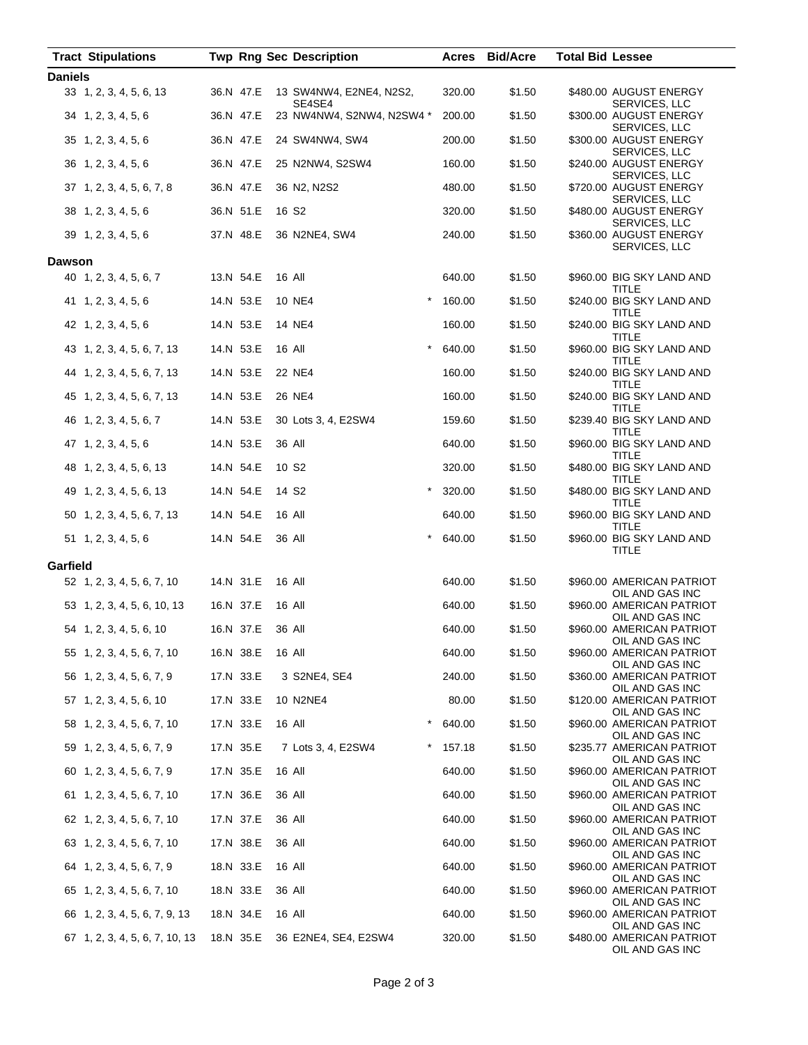| Tract | Stipulations | Twp | Rng | Sec | Description | | Acres | Bid/Acre | Total Bid | Lessee |
|---|---|---|---|---|---|---|---|---|---|---|
| **Daniels** | | | | | | | | | | |
| 33 | 1, 2, 3, 4, 5, 6, 13 | 36.N | 47.E | 13 | SW4NW4, E2NE4, N2S2, SE4SE4 | | 320.00 | $1.50 | $480.00 | AUGUST ENERGY SERVICES, LLC |
| 34 | 1, 2, 3, 4, 5, 6 | 36.N | 47.E | 23 | NW4NW4, S2NW4, N2SW4 | * | 200.00 | $1.50 | $300.00 | AUGUST ENERGY SERVICES, LLC |
| 35 | 1, 2, 3, 4, 5, 6 | 36.N | 47.E | 24 | SW4NW4, SW4 | | 200.00 | $1.50 | $300.00 | AUGUST ENERGY SERVICES, LLC |
| 36 | 1, 2, 3, 4, 5, 6 | 36.N | 47.E | 25 | N2NW4, S2SW4 | | 160.00 | $1.50 | $240.00 | AUGUST ENERGY SERVICES, LLC |
| 37 | 1, 2, 3, 4, 5, 6, 7, 8 | 36.N | 47.E | 36 | N2, N2S2 | | 480.00 | $1.50 | $720.00 | AUGUST ENERGY SERVICES, LLC |
| 38 | 1, 2, 3, 4, 5, 6 | 36.N | 51.E | 16 | S2 | | 320.00 | $1.50 | $480.00 | AUGUST ENERGY SERVICES, LLC |
| 39 | 1, 2, 3, 4, 5, 6 | 37.N | 48.E | 36 | N2NE4, SW4 | | 240.00 | $1.50 | $360.00 | AUGUST ENERGY SERVICES, LLC |
| **Dawson** | | | | | | | | | | |
| 40 | 1, 2, 3, 4, 5, 6, 7 | 13.N | 54.E | 16 | All | | 640.00 | $1.50 | $960.00 | BIG SKY LAND AND TITLE |
| 41 | 1, 2, 3, 4, 5, 6 | 14.N | 53.E | 10 | NE4 | * | 160.00 | $1.50 | $240.00 | BIG SKY LAND AND TITLE |
| 42 | 1, 2, 3, 4, 5, 6 | 14.N | 53.E | 14 | NE4 | | 160.00 | $1.50 | $240.00 | BIG SKY LAND AND TITLE |
| 43 | 1, 2, 3, 4, 5, 6, 7, 13 | 14.N | 53.E | 16 | All | * | 640.00 | $1.50 | $960.00 | BIG SKY LAND AND TITLE |
| 44 | 1, 2, 3, 4, 5, 6, 7, 13 | 14.N | 53.E | 22 | NE4 | | 160.00 | $1.50 | $240.00 | BIG SKY LAND AND TITLE |
| 45 | 1, 2, 3, 4, 5, 6, 7, 13 | 14.N | 53.E | 26 | NE4 | | 160.00 | $1.50 | $240.00 | BIG SKY LAND AND TITLE |
| 46 | 1, 2, 3, 4, 5, 6, 7 | 14.N | 53.E | 30 | Lots 3, 4, E2SW4 | | 159.60 | $1.50 | $239.40 | BIG SKY LAND AND TITLE |
| 47 | 1, 2, 3, 4, 5, 6 | 14.N | 53.E | 36 | All | | 640.00 | $1.50 | $960.00 | BIG SKY LAND AND TITLE |
| 48 | 1, 2, 3, 4, 5, 6, 13 | 14.N | 54.E | 10 | S2 | | 320.00 | $1.50 | $480.00 | BIG SKY LAND AND TITLE |
| 49 | 1, 2, 3, 4, 5, 6, 13 | 14.N | 54.E | 14 | S2 | * | 320.00 | $1.50 | $480.00 | BIG SKY LAND AND TITLE |
| 50 | 1, 2, 3, 4, 5, 6, 7, 13 | 14.N | 54.E | 16 | All | | 640.00 | $1.50 | $960.00 | BIG SKY LAND AND TITLE |
| 51 | 1, 2, 3, 4, 5, 6 | 14.N | 54.E | 36 | All | * | 640.00 | $1.50 | $960.00 | BIG SKY LAND AND TITLE |
| **Garfield** | | | | | | | | | | |
| 52 | 1, 2, 3, 4, 5, 6, 7, 10 | 14.N | 31.E | 16 | All | | 640.00 | $1.50 | $960.00 | AMERICAN PATRIOT OIL AND GAS INC |
| 53 | 1, 2, 3, 4, 5, 6, 10, 13 | 16.N | 37.E | 16 | All | | 640.00 | $1.50 | $960.00 | AMERICAN PATRIOT OIL AND GAS INC |
| 54 | 1, 2, 3, 4, 5, 6, 10 | 16.N | 37.E | 36 | All | | 640.00 | $1.50 | $960.00 | AMERICAN PATRIOT OIL AND GAS INC |
| 55 | 1, 2, 3, 4, 5, 6, 7, 10 | 16.N | 38.E | 16 | All | | 640.00 | $1.50 | $960.00 | AMERICAN PATRIOT OIL AND GAS INC |
| 56 | 1, 2, 3, 4, 5, 6, 7, 9 | 17.N | 33.E | 3 | S2NE4, SE4 | | 240.00 | $1.50 | $360.00 | AMERICAN PATRIOT OIL AND GAS INC |
| 57 | 1, 2, 3, 4, 5, 6, 10 | 17.N | 33.E | 10 | N2NE4 | | 80.00 | $1.50 | $120.00 | AMERICAN PATRIOT OIL AND GAS INC |
| 58 | 1, 2, 3, 4, 5, 6, 7, 10 | 17.N | 33.E | 16 | All | * | 640.00 | $1.50 | $960.00 | AMERICAN PATRIOT OIL AND GAS INC |
| 59 | 1, 2, 3, 4, 5, 6, 7, 9 | 17.N | 35.E | 7 | Lots 3, 4, E2SW4 | * | 157.18 | $1.50 | $235.77 | AMERICAN PATRIOT OIL AND GAS INC |
| 60 | 1, 2, 3, 4, 5, 6, 7, 9 | 17.N | 35.E | 16 | All | | 640.00 | $1.50 | $960.00 | AMERICAN PATRIOT OIL AND GAS INC |
| 61 | 1, 2, 3, 4, 5, 6, 7, 10 | 17.N | 36.E | 36 | All | | 640.00 | $1.50 | $960.00 | AMERICAN PATRIOT OIL AND GAS INC |
| 62 | 1, 2, 3, 4, 5, 6, 7, 10 | 17.N | 37.E | 36 | All | | 640.00 | $1.50 | $960.00 | AMERICAN PATRIOT OIL AND GAS INC |
| 63 | 1, 2, 3, 4, 5, 6, 7, 10 | 17.N | 38.E | 36 | All | | 640.00 | $1.50 | $960.00 | AMERICAN PATRIOT OIL AND GAS INC |
| 64 | 1, 2, 3, 4, 5, 6, 7, 9 | 18.N | 33.E | 16 | All | | 640.00 | $1.50 | $960.00 | AMERICAN PATRIOT OIL AND GAS INC |
| 65 | 1, 2, 3, 4, 5, 6, 7, 10 | 18.N | 33.E | 36 | All | | 640.00 | $1.50 | $960.00 | AMERICAN PATRIOT OIL AND GAS INC |
| 66 | 1, 2, 3, 4, 5, 6, 7, 9, 13 | 18.N | 34.E | 16 | All | | 640.00 | $1.50 | $960.00 | AMERICAN PATRIOT OIL AND GAS INC |
| 67 | 1, 2, 3, 4, 5, 6, 7, 10, 13 | 18.N | 35.E | 36 | E2NE4, SE4, E2SW4 | | 320.00 | $1.50 | $480.00 | AMERICAN PATRIOT OIL AND GAS INC |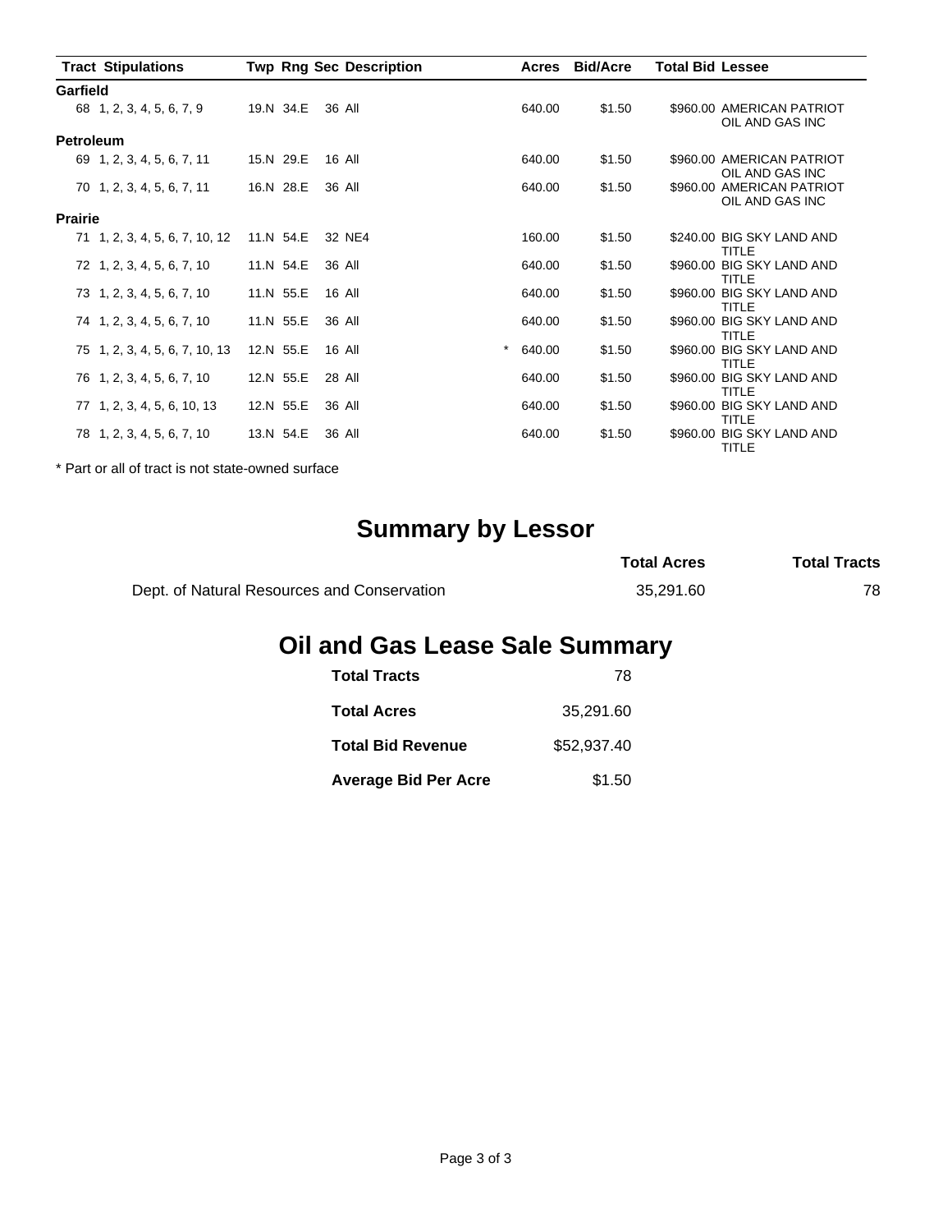| Tract | Stipulations | Twp | Rng | Sec | Description | | Acres | Bid/Acre | Total Bid | Lessee |
|---|---|---|---|---|---|---|---|---|---|---|
| **Garfield** | | | | | | | | | | |
| 68 | 1, 2, 3, 4, 5, 6, 7, 9 | 19.N | 34.E | 36 | All | | 640.00 | $1.50 | $960.00 | AMERICAN PATRIOT OIL AND GAS INC |
| **Petroleum** | | | | | | | | | | |
| 69 | 1, 2, 3, 4, 5, 6, 7, 11 | 15.N | 29.E | 16 | All | | 640.00 | $1.50 | $960.00 | AMERICAN PATRIOT OIL AND GAS INC |
| 70 | 1, 2, 3, 4, 5, 6, 7, 11 | 16.N | 28.E | 36 | All | | 640.00 | $1.50 | $960.00 | AMERICAN PATRIOT OIL AND GAS INC |
| **Prairie** | | | | | | | | | | |
| 71 | 1, 2, 3, 4, 5, 6, 7, 10, 12 | 11.N | 54.E | 32 | NE4 | | 160.00 | $1.50 | $240.00 | BIG SKY LAND AND TITLE |
| 72 | 1, 2, 3, 4, 5, 6, 7, 10 | 11.N | 54.E | 36 | All | | 640.00 | $1.50 | $960.00 | BIG SKY LAND AND TITLE |
| 73 | 1, 2, 3, 4, 5, 6, 7, 10 | 11.N | 55.E | 16 | All | | 640.00 | $1.50 | $960.00 | BIG SKY LAND AND TITLE |
| 74 | 1, 2, 3, 4, 5, 6, 7, 10 | 11.N | 55.E | 36 | All | | 640.00 | $1.50 | $960.00 | BIG SKY LAND AND TITLE |
| 75 | 1, 2, 3, 4, 5, 6, 7, 10, 13 | 12.N | 55.E | 16 | All | * | 640.00 | $1.50 | $960.00 | BIG SKY LAND AND TITLE |
| 76 | 1, 2, 3, 4, 5, 6, 7, 10 | 12.N | 55.E | 28 | All | | 640.00 | $1.50 | $960.00 | BIG SKY LAND AND TITLE |
| 77 | 1, 2, 3, 4, 5, 6, 10, 13 | 12.N | 55.E | 36 | All | | 640.00 | $1.50 | $960.00 | BIG SKY LAND AND TITLE |
| 78 | 1, 2, 3, 4, 5, 6, 7, 10 | 13.N | 54.E | 36 | All | | 640.00 | $1.50 | $960.00 | BIG SKY LAND AND TITLE |

* Part or all of tract is not state-owned surface

## Summary by Lessor

| | Total Acres | Total Tracts |
|---|---|---|
| Dept. of Natural Resources and Conservation | 35,291.60 | 78 |

## Oil and Gas Lease Sale Summary

| | |
|---|---|
| **Total Tracts** | 78 |
| **Total Acres** | 35,291.60 |
| **Total Bid Revenue** | $52,937.40 |
| **Average Bid Per Acre** | $1.50 |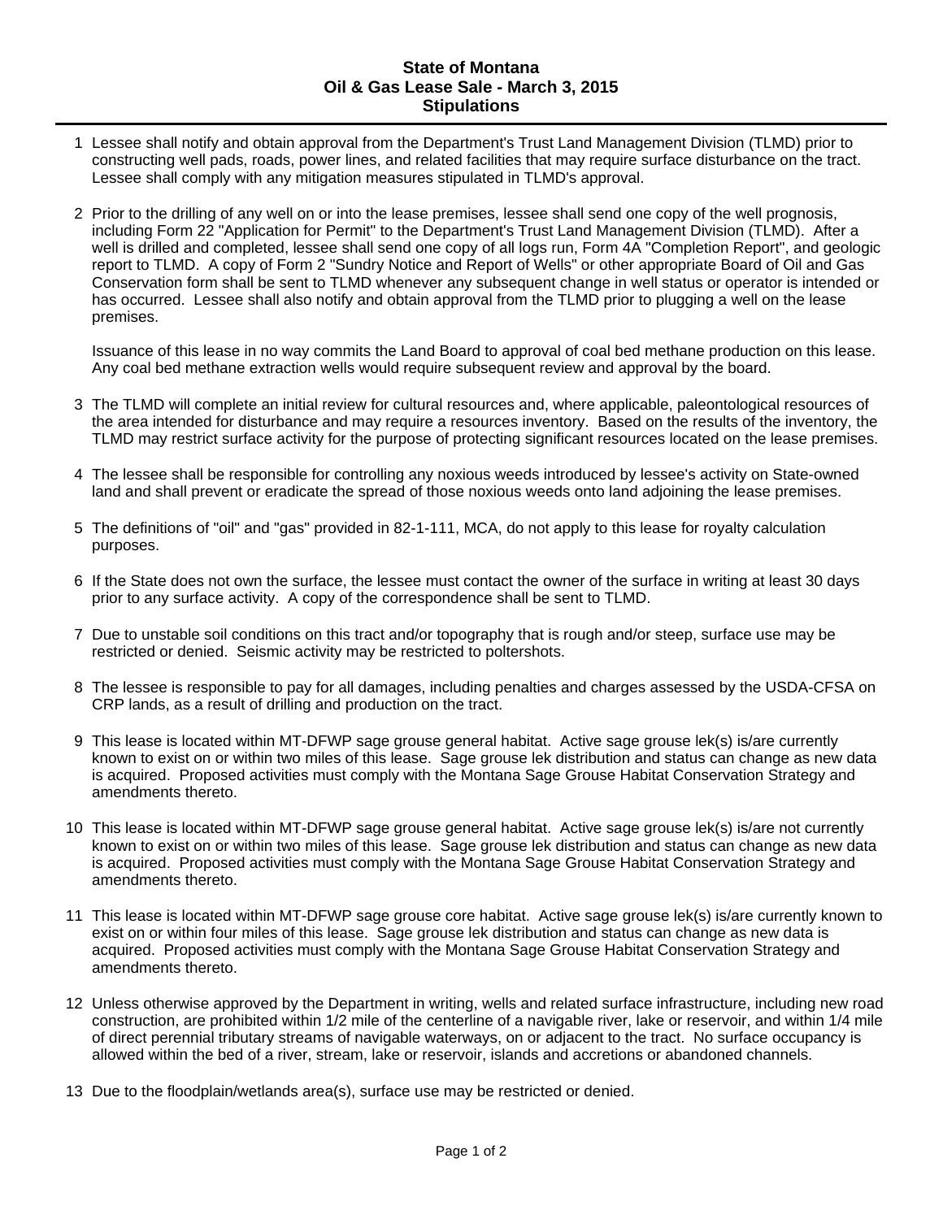# State of Montana
# Oil & Gas Lease Sale - March 3, 2015
# Stipulations

1. Lessee shall notify and obtain approval from the Department's Trust Land Management Division (TLMD) prior to constructing well pads, roads, power lines, and related facilities that may require surface disturbance on the tract. Lessee shall comply with any mitigation measures stipulated in TLMD's approval.

2. Prior to the drilling of any well on or into the lease premises, lessee shall send one copy of the well prognosis, including Form 22 "Application for Permit" to the Department's Trust Land Management Division (TLMD). After a well is drilled and completed, lessee shall send one copy of all logs run, Form 4A "Completion Report", and geologic report to TLMD. A copy of Form 2 "Sundry Notice and Report of Wells" or other appropriate Board of Oil and Gas Conservation form shall be sent to TLMD whenever any subsequent change in well status or operator is intended or has occurred. Lessee shall also notify and obtain approval from the TLMD prior to plugging a well on the lease premises.

   Issuance of this lease in no way commits the Land Board to approval of coal bed methane production on this lease. Any coal bed methane extraction wells would require subsequent review and approval by the board.

3. The TLMD will complete an initial review for cultural resources and, where applicable, paleontological resources of the area intended for disturbance and may require a resources inventory. Based on the results of the inventory, the TLMD may restrict surface activity for the purpose of protecting significant resources located on the lease premises.

4. The lessee shall be responsible for controlling any noxious weeds introduced by lessee's activity on State-owned land and shall prevent or eradicate the spread of those noxious weeds onto land adjoining the lease premises.

5. The definitions of "oil" and "gas" provided in 82-1-111, MCA, do not apply to this lease for royalty calculation purposes.

6. If the State does not own the surface, the lessee must contact the owner of the surface in writing at least 30 days prior to any surface activity. A copy of the correspondence shall be sent to TLMD.

7. Due to unstable soil conditions on this tract and/or topography that is rough and/or steep, surface use may be restricted or denied. Seismic activity may be restricted to poltershots.

8. The lessee is responsible to pay for all damages, including penalties and charges assessed by the USDA-CFSA on CRP lands, as a result of drilling and production on the tract.

9. This lease is located within MT-DFWP sage grouse general habitat. Active sage grouse lek(s) is/are currently known to exist on or within two miles of this lease. Sage grouse lek distribution and status can change as new data is acquired. Proposed activities must comply with the Montana Sage Grouse Habitat Conservation Strategy and amendments thereto.

10. This lease is located within MT-DFWP sage grouse general habitat. Active sage grouse lek(s) is/are not currently known to exist on or within two miles of this lease. Sage grouse lek distribution and status can change as new data is acquired. Proposed activities must comply with the Montana Sage Grouse Habitat Conservation Strategy and amendments thereto.

11. This lease is located within MT-DFWP sage grouse core habitat. Active sage grouse lek(s) is/are currently known to exist on or within four miles of this lease. Sage grouse lek distribution and status can change as new data is acquired. Proposed activities must comply with the Montana Sage Grouse Habitat Conservation Strategy and amendments thereto.

12. Unless otherwise approved by the Department in writing, wells and related surface infrastructure, including new road construction, are prohibited within 1/2 mile of the centerline of a navigable river, lake or reservoir, and within 1/4 mile of direct perennial tributary streams of navigable waterways, on or adjacent to the tract. No surface occupancy is allowed within the bed of a river, stream, lake or reservoir, islands and accretions or abandoned channels.

13. Due to the floodplain/wetlands area(s), surface use may be restricted or denied.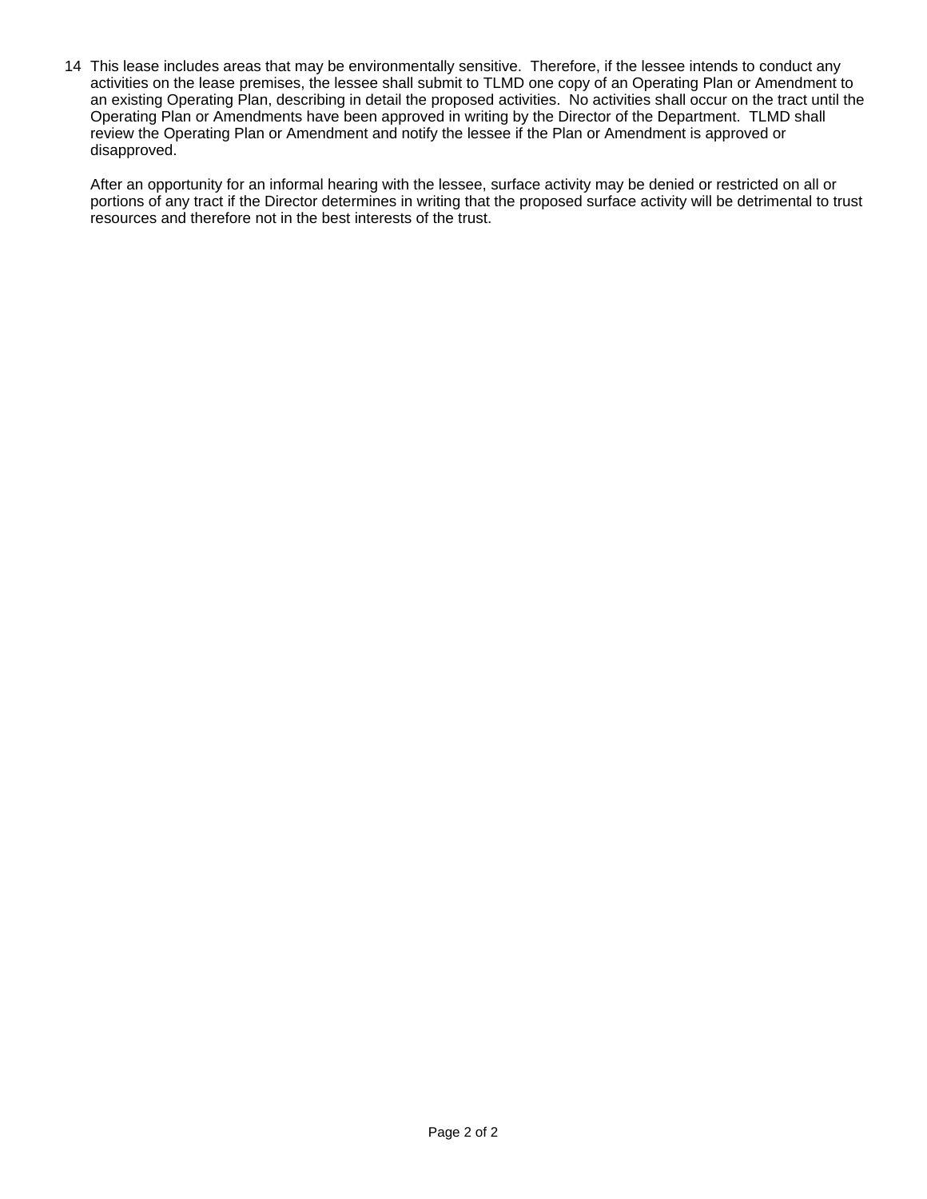14. This lease includes areas that may be environmentally sensitive. Therefore, if the lessee intends to conduct any activities on the lease premises, the lessee shall submit to TLMD one copy of an Operating Plan or Amendment to an existing Operating Plan, describing in detail the proposed activities. No activities shall occur on the tract until the Operating Plan or Amendments have been approved in writing by the Director of the Department. TLMD shall review the Operating Plan or Amendment and notify the lessee if the Plan or Amendment is approved or disapproved.

    After an opportunity for an informal hearing with the lessee, surface activity may be denied or restricted on all or portions of any tract if the Director determines in writing that the proposed surface activity will be detrimental to trust resources and therefore not in the best interests of the trust.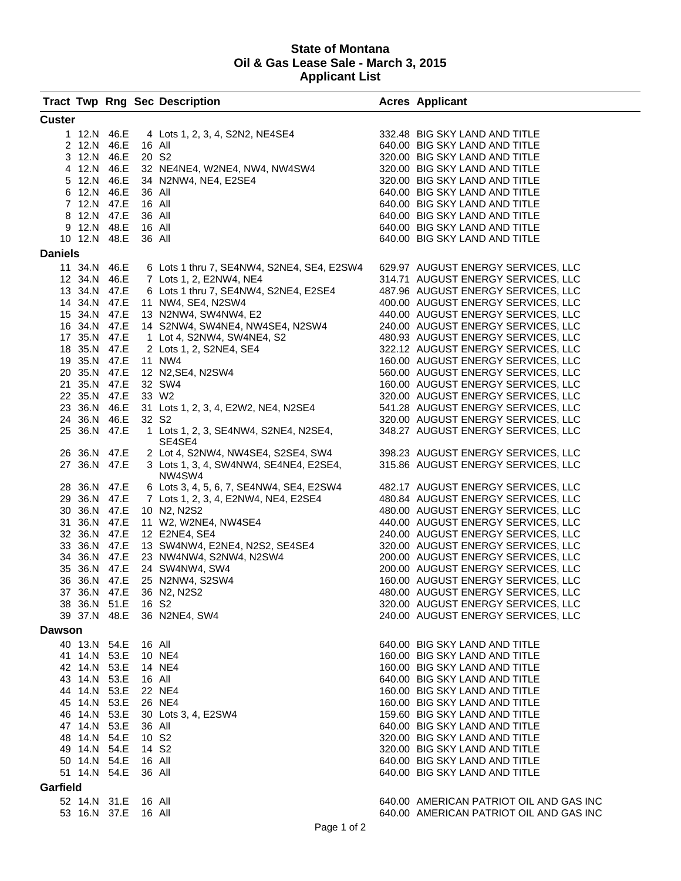# State of Montana
## Oil & Gas Lease Sale - March 3, 2015
## Applicant List

| Tract | Twp | Rng | Sec | Description | Acres | Applicant |
|---|---|---|---|---|---|---|
| **Custer** | | | | | | |
| 1 | 12.N | 46.E | 4 | Lots 1, 2, 3, 4, S2N2, NE4SE4 | 332.48 | BIG SKY LAND AND TITLE |
| 2 | 12.N | 46.E | 16 | All | 640.00 | BIG SKY LAND AND TITLE |
| 3 | 12.N | 46.E | 20 | S2 | 320.00 | BIG SKY LAND AND TITLE |
| 4 | 12.N | 46.E | 32 | NE4NE4, W2NE4, NW4, NW4SW4 | 320.00 | BIG SKY LAND AND TITLE |
| 5 | 12.N | 46.E | 34 | N2NW4, NE4, E2SE4 | 320.00 | BIG SKY LAND AND TITLE |
| 6 | 12.N | 46.E | 36 | All | 640.00 | BIG SKY LAND AND TITLE |
| 7 | 12.N | 47.E | 16 | All | 640.00 | BIG SKY LAND AND TITLE |
| 8 | 12.N | 47.E | 36 | All | 640.00 | BIG SKY LAND AND TITLE |
| 9 | 12.N | 48.E | 16 | All | 640.00 | BIG SKY LAND AND TITLE |
| 10 | 12.N | 48.E | 36 | All | 640.00 | BIG SKY LAND AND TITLE |
| **Daniels** | | | | | | |
| 11 | 34.N | 46.E | 6 | Lots 1 thru 7, SE4NW4, S2NE4, SE4, E2SW4 | 629.97 | AUGUST ENERGY SERVICES, LLC |
| 12 | 34.N | 46.E | 7 | Lots 1, 2, E2NW4, NE4 | 314.71 | AUGUST ENERGY SERVICES, LLC |
| 13 | 34.N | 47.E | 6 | Lots 1 thru 7, SE4NW4, S2NE4, E2SE4 | 487.96 | AUGUST ENERGY SERVICES, LLC |
| 14 | 34.N | 47.E | 11 | NW4, SE4, N2SW4 | 400.00 | AUGUST ENERGY SERVICES, LLC |
| 15 | 34.N | 47.E | 13 | N2NW4, SW4NW4, E2 | 440.00 | AUGUST ENERGY SERVICES, LLC |
| 16 | 34.N | 47.E | 14 | S2NW4, SW4NE4, NW4SE4, N2SW4 | 240.00 | AUGUST ENERGY SERVICES, LLC |
| 17 | 35.N | 47.E | 1 | Lot 4, S2NW4, SW4NE4, S2 | 480.93 | AUGUST ENERGY SERVICES, LLC |
| 18 | 35.N | 47.E | 2 | Lots 1, 2, S2NE4, SE4 | 322.12 | AUGUST ENERGY SERVICES, LLC |
| 19 | 35.N | 47.E | 11 | NW4 | 160.00 | AUGUST ENERGY SERVICES, LLC |
| 20 | 35.N | 47.E | 12 | N2,SE4, N2SW4 | 560.00 | AUGUST ENERGY SERVICES, LLC |
| 21 | 35.N | 47.E | 32 | SW4 | 160.00 | AUGUST ENERGY SERVICES, LLC |
| 22 | 35.N | 47.E | 33 | W2 | 320.00 | AUGUST ENERGY SERVICES, LLC |
| 23 | 36.N | 46.E | 31 | Lots 1, 2, 3, 4, E2W2, NE4, N2SE4 | 541.28 | AUGUST ENERGY SERVICES, LLC |
| 24 | 36.N | 46.E | 32 | S2 | 320.00 | AUGUST ENERGY SERVICES, LLC |
| 25 | 36.N | 47.E | 1 | Lots 1, 2, 3, SE4NW4, S2NE4, N2SE4, SE4SE4 | 348.27 | AUGUST ENERGY SERVICES, LLC |
| 26 | 36.N | 47.E | 2 | Lot 4, S2NW4, NW4SE4, S2SE4, SW4 | 398.23 | AUGUST ENERGY SERVICES, LLC |
| 27 | 36.N | 47.E | 3 | Lots 1, 3, 4, SW4NW4, SE4NE4, E2SE4, NW4SW4 | 315.86 | AUGUST ENERGY SERVICES, LLC |
| 28 | 36.N | 47.E | 6 | Lots 3, 4, 5, 6, 7, SE4NW4, SE4, E2SW4 | 482.17 | AUGUST ENERGY SERVICES, LLC |
| 29 | 36.N | 47.E | 7 | Lots 1, 2, 3, 4, E2NW4, NE4, E2SE4 | 480.84 | AUGUST ENERGY SERVICES, LLC |
| 30 | 36.N | 47.E | 10 | N2, N2S2 | 480.00 | AUGUST ENERGY SERVICES, LLC |
| 31 | 36.N | 47.E | 11 | W2, W2NE4, NW4SE4 | 440.00 | AUGUST ENERGY SERVICES, LLC |
| 32 | 36.N | 47.E | 12 | E2NE4, SE4 | 240.00 | AUGUST ENERGY SERVICES, LLC |
| 33 | 36.N | 47.E | 13 | SW4NW4, E2NE4, N2S2, SE4SE4 | 320.00 | AUGUST ENERGY SERVICES, LLC |
| 34 | 36.N | 47.E | 23 | NW4NW4, S2NW4, N2SW4 | 200.00 | AUGUST ENERGY SERVICES, LLC |
| 35 | 36.N | 47.E | 24 | SW4NW4, SW4 | 200.00 | AUGUST ENERGY SERVICES, LLC |
| 36 | 36.N | 47.E | 25 | N2NW4, S2SW4 | 160.00 | AUGUST ENERGY SERVICES, LLC |
| 37 | 36.N | 47.E | 36 | N2, N2S2 | 480.00 | AUGUST ENERGY SERVICES, LLC |
| 38 | 36.N | 51.E | 16 | S2 | 320.00 | AUGUST ENERGY SERVICES, LLC |
| 39 | 37.N | 48.E | 36 | N2NE4, SW4 | 240.00 | AUGUST ENERGY SERVICES, LLC |
| **Dawson** | | | | | | |
| 40 | 13.N | 54.E | 16 | All | 640.00 | BIG SKY LAND AND TITLE |
| 41 | 14.N | 53.E | 10 | NE4 | 160.00 | BIG SKY LAND AND TITLE |
| 42 | 14.N | 53.E | 14 | NE4 | 160.00 | BIG SKY LAND AND TITLE |
| 43 | 14.N | 53.E | 16 | All | 640.00 | BIG SKY LAND AND TITLE |
| 44 | 14.N | 53.E | 22 | NE4 | 160.00 | BIG SKY LAND AND TITLE |
| 45 | 14.N | 53.E | 26 | NE4 | 160.00 | BIG SKY LAND AND TITLE |
| 46 | 14.N | 53.E | 30 | Lots 3, 4, E2SW4 | 159.60 | BIG SKY LAND AND TITLE |
| 47 | 14.N | 53.E | 36 | All | 640.00 | BIG SKY LAND AND TITLE |
| 48 | 14.N | 54.E | 10 | S2 | 320.00 | BIG SKY LAND AND TITLE |
| 49 | 14.N | 54.E | 14 | S2 | 320.00 | BIG SKY LAND AND TITLE |
| 50 | 14.N | 54.E | 16 | All | 640.00 | BIG SKY LAND AND TITLE |
| 51 | 14.N | 54.E | 36 | All | 640.00 | BIG SKY LAND AND TITLE |
| **Garfield** | | | | | | |
| 52 | 14.N | 31.E | 16 | All | 640.00 | AMERICAN PATRIOT OIL AND GAS INC |
| 53 | 16.N | 37.E | 16 | All | 640.00 | AMERICAN PATRIOT OIL AND GAS INC |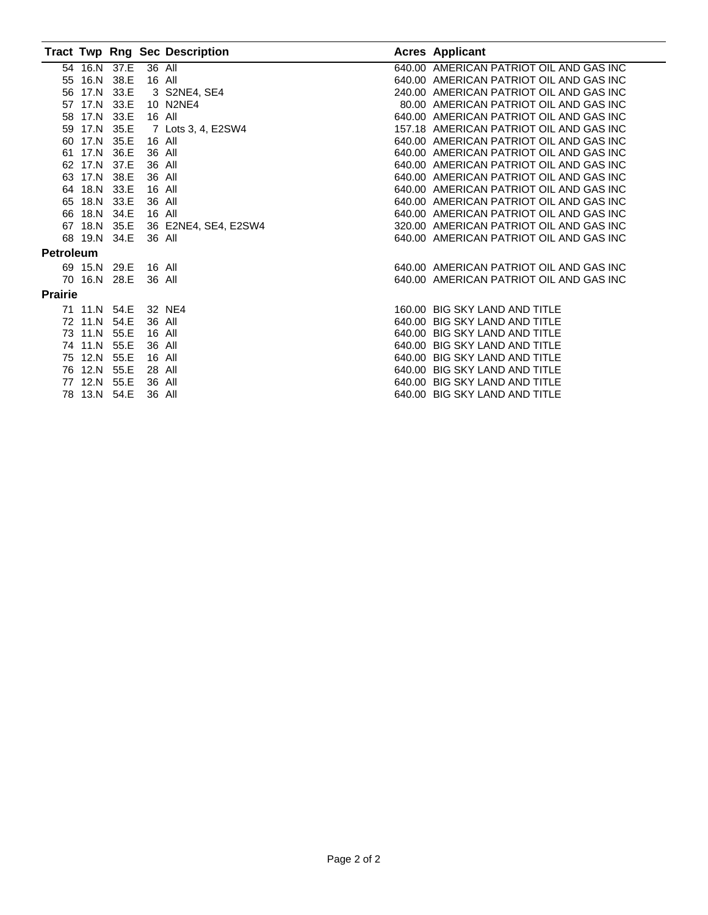| Tract | Twp | Rng | Sec | Description | Acres | Applicant |
|---|---|---|---|---|---|---|
| 54 | 16.N | 37.E | 36 | All | 640.00 | AMERICAN PATRIOT OIL AND GAS INC |
| 55 | 16.N | 38.E | 16 | All | 640.00 | AMERICAN PATRIOT OIL AND GAS INC |
| 56 | 17.N | 33.E | 3 | S2NE4, SE4 | 240.00 | AMERICAN PATRIOT OIL AND GAS INC |
| 57 | 17.N | 33.E | 10 | N2NE4 | 80.00 | AMERICAN PATRIOT OIL AND GAS INC |
| 58 | 17.N | 33.E | 16 | All | 640.00 | AMERICAN PATRIOT OIL AND GAS INC |
| 59 | 17.N | 35.E | 7 | Lots 3, 4, E2SW4 | 157.18 | AMERICAN PATRIOT OIL AND GAS INC |
| 60 | 17.N | 35.E | 16 | All | 640.00 | AMERICAN PATRIOT OIL AND GAS INC |
| 61 | 17.N | 36.E | 36 | All | 640.00 | AMERICAN PATRIOT OIL AND GAS INC |
| 62 | 17.N | 37.E | 36 | All | 640.00 | AMERICAN PATRIOT OIL AND GAS INC |
| 63 | 17.N | 38.E | 36 | All | 640.00 | AMERICAN PATRIOT OIL AND GAS INC |
| 64 | 18.N | 33.E | 16 | All | 640.00 | AMERICAN PATRIOT OIL AND GAS INC |
| 65 | 18.N | 33.E | 36 | All | 640.00 | AMERICAN PATRIOT OIL AND GAS INC |
| 66 | 18.N | 34.E | 16 | All | 640.00 | AMERICAN PATRIOT OIL AND GAS INC |
| 67 | 18.N | 35.E | 36 | E2NE4, SE4, E2SW4 | 320.00 | AMERICAN PATRIOT OIL AND GAS INC |
| 68 | 19.N | 34.E | 36 | All | 640.00 | AMERICAN PATRIOT OIL AND GAS INC |
| **Petroleum** | | | | | | |
| 69 | 15.N | 29.E | 16 | All | 640.00 | AMERICAN PATRIOT OIL AND GAS INC |
| 70 | 16.N | 28.E | 36 | All | 640.00 | AMERICAN PATRIOT OIL AND GAS INC |
| **Prairie** | | | | | | |
| 71 | 11.N | 54.E | 32 | NE4 | 160.00 | BIG SKY LAND AND TITLE |
| 72 | 11.N | 54.E | 36 | All | 640.00 | BIG SKY LAND AND TITLE |
| 73 | 11.N | 55.E | 16 | All | 640.00 | BIG SKY LAND AND TITLE |
| 74 | 11.N | 55.E | 36 | All | 640.00 | BIG SKY LAND AND TITLE |
| 75 | 12.N | 55.E | 16 | All | 640.00 | BIG SKY LAND AND TITLE |
| 76 | 12.N | 55.E | 28 | All | 640.00 | BIG SKY LAND AND TITLE |
| 77 | 12.N | 55.E | 36 | All | 640.00 | BIG SKY LAND AND TITLE |
| 78 | 13.N | 54.E | 36 | All | 640.00 | BIG SKY LAND AND TITLE |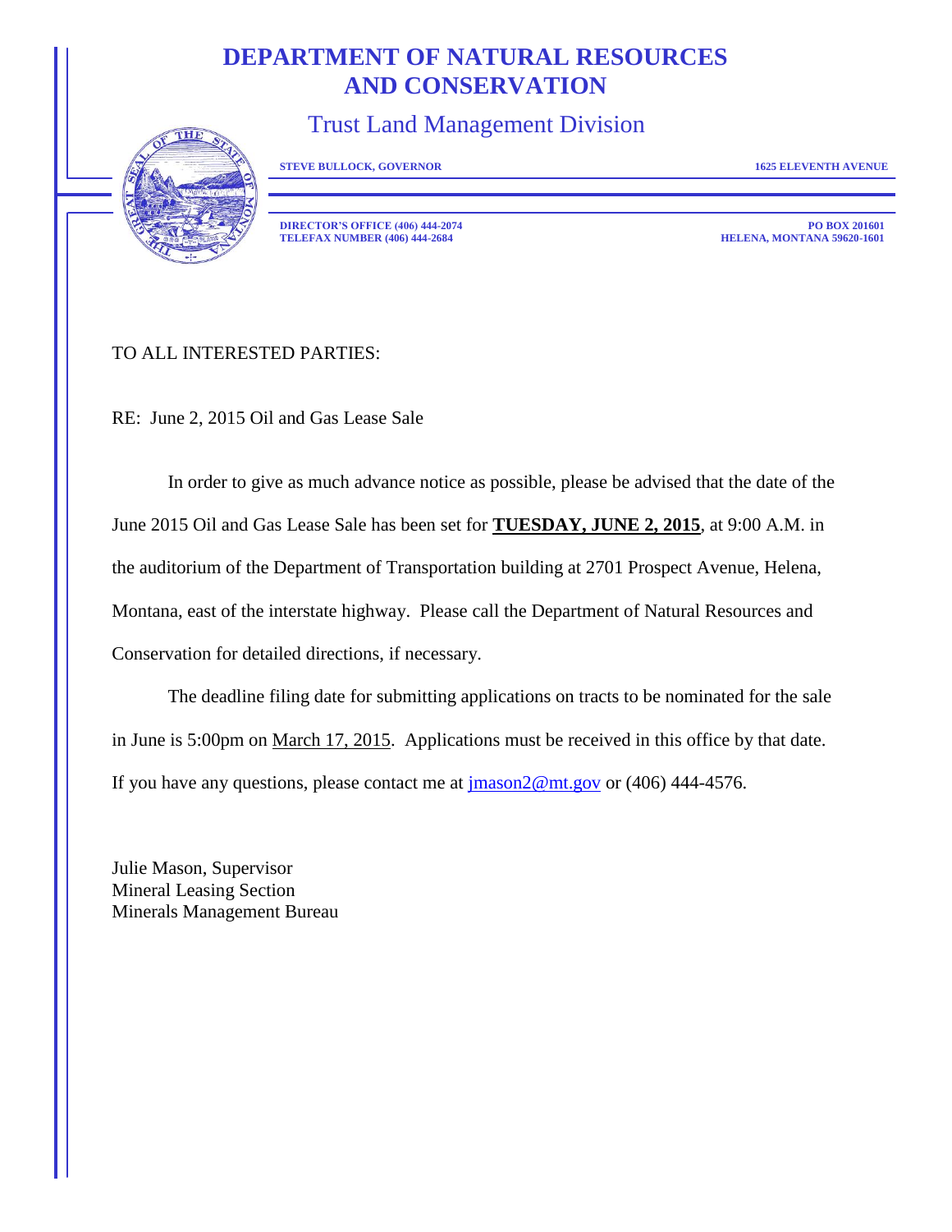# DEPARTMENT OF NATURAL RESOURCES AND CONSERVATION

## Trust Land Management Division

**STEVE BULLOCK, GOVERNOR** — **1625 ELEVENTH AVENUE**

**DIRECTOR'S OFFICE (406) 444-2074**
**TELEFAX NUMBER (406) 444-2684**

**PO BOX 201601**
**HELENA, MONTANA 59620-1601**

TO ALL INTERESTED PARTIES:

RE: June 2, 2015 Oil and Gas Lease Sale

In order to give as much advance notice as possible, please be advised that the date of the June 2015 Oil and Gas Lease Sale has been set for **TUESDAY, JUNE 2, 2015**, at 9:00 A.M. in the auditorium of the Department of Transportation building at 2701 Prospect Avenue, Helena, Montana, east of the interstate highway. Please call the Department of Natural Resources and Conservation for detailed directions, if necessary.

The deadline filing date for submitting applications on tracts to be nominated for the sale in June is 5:00pm on March 17, 2015. Applications must be received in this office by that date. If you have any questions, please contact me at jmason2@mt.gov or (406) 444-4576.

Julie Mason, Supervisor
Mineral Leasing Section
Minerals Management Bureau